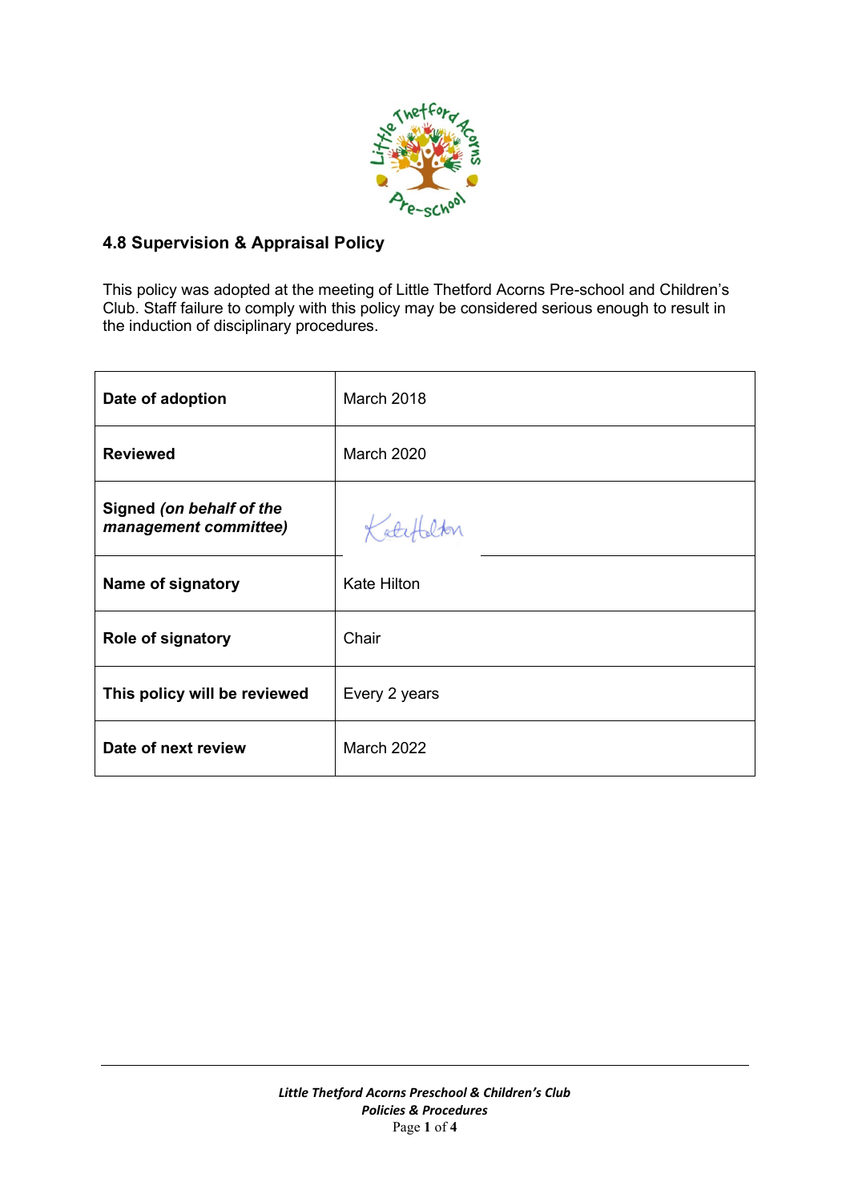## 4.8 Supervision & Appraisal Policy

This policy was adopted at the meeting of Little Thetford Acorns Pre-school and Children's Club. Staff failure to comply with this policy may be considered serious enough to result in the induction of disciplinary procedures.

| | |
|---|---|
| **Date of adoption** | March 2018 |
| **Reviewed** | March 2020 |
| **Signed** ***(on behalf of the management committee)*** | Kate Hilton |
| **Name of signatory** | Kate Hilton |
| **Role of signatory** | Chair |
| **This policy will be reviewed** | Every 2 years |
| **Date of next review** | March 2022 |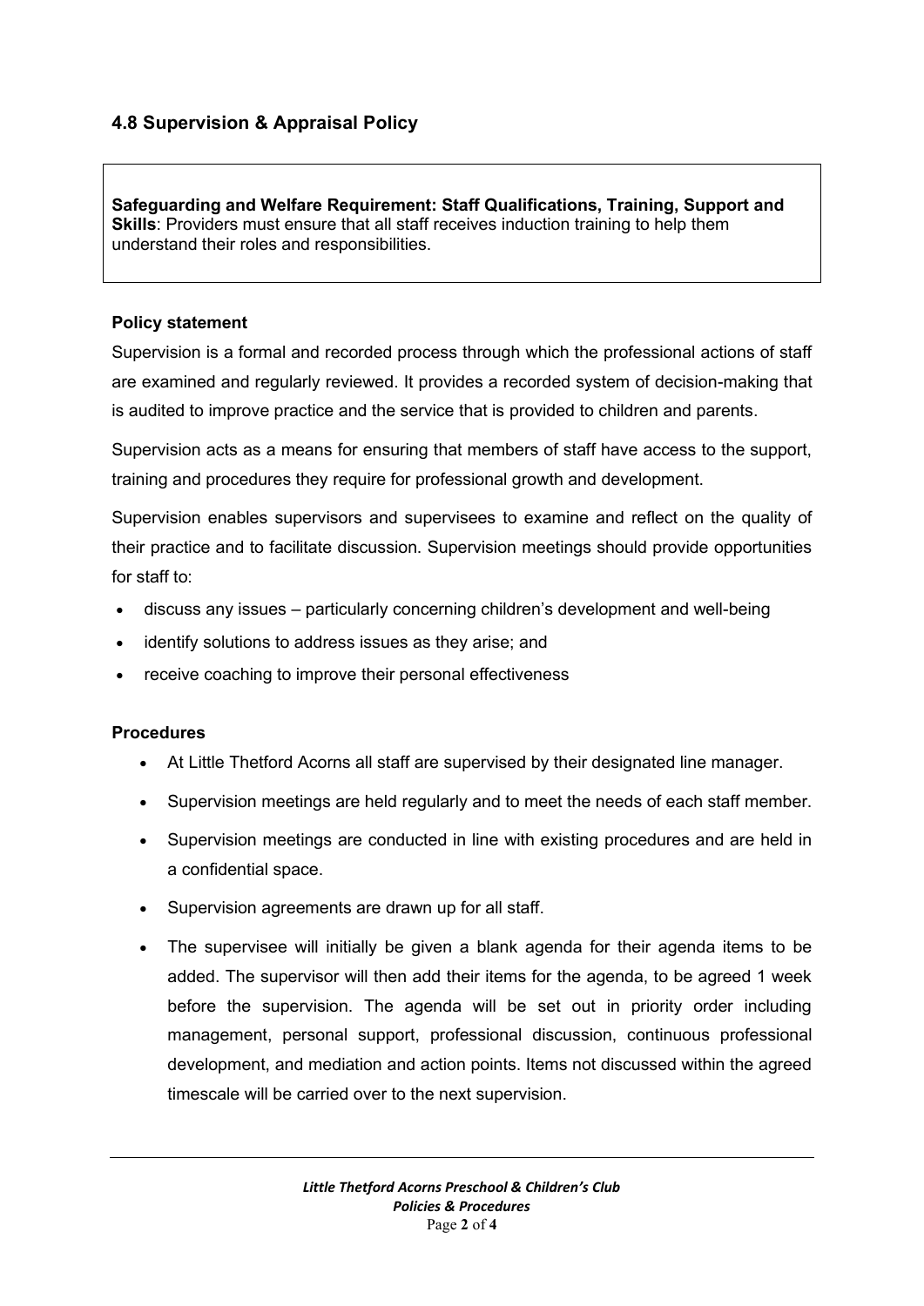## 4.8 Supervision & Appraisal Policy

> **Safeguarding and Welfare Requirement: Staff Qualifications, Training, Support and Skills**: Providers must ensure that all staff receives induction training to help them understand their roles and responsibilities.

**Policy statement**

Supervision is a formal and recorded process through which the professional actions of staff are examined and regularly reviewed. It provides a recorded system of decision-making that is audited to improve practice and the service that is provided to children and parents.

Supervision acts as a means for ensuring that members of staff have access to the support, training and procedures they require for professional growth and development.

Supervision enables supervisors and supervisees to examine and reflect on the quality of their practice and to facilitate discussion. Supervision meetings should provide opportunities for staff to:

- discuss any issues – particularly concerning children's development and well-being
- identify solutions to address issues as they arise; and
- receive coaching to improve their personal effectiveness

**Procedures**

- At Little Thetford Acorns all staff are supervised by their designated line manager.
- Supervision meetings are held regularly and to meet the needs of each staff member.
- Supervision meetings are conducted in line with existing procedures and are held in a confidential space.
- Supervision agreements are drawn up for all staff.
- The supervisee will initially be given a blank agenda for their agenda items to be added. The supervisor will then add their items for the agenda, to be agreed 1 week before the supervision. The agenda will be set out in priority order including management, personal support, professional discussion, continuous professional development, and mediation and action points. Items not discussed within the agreed timescale will be carried over to the next supervision.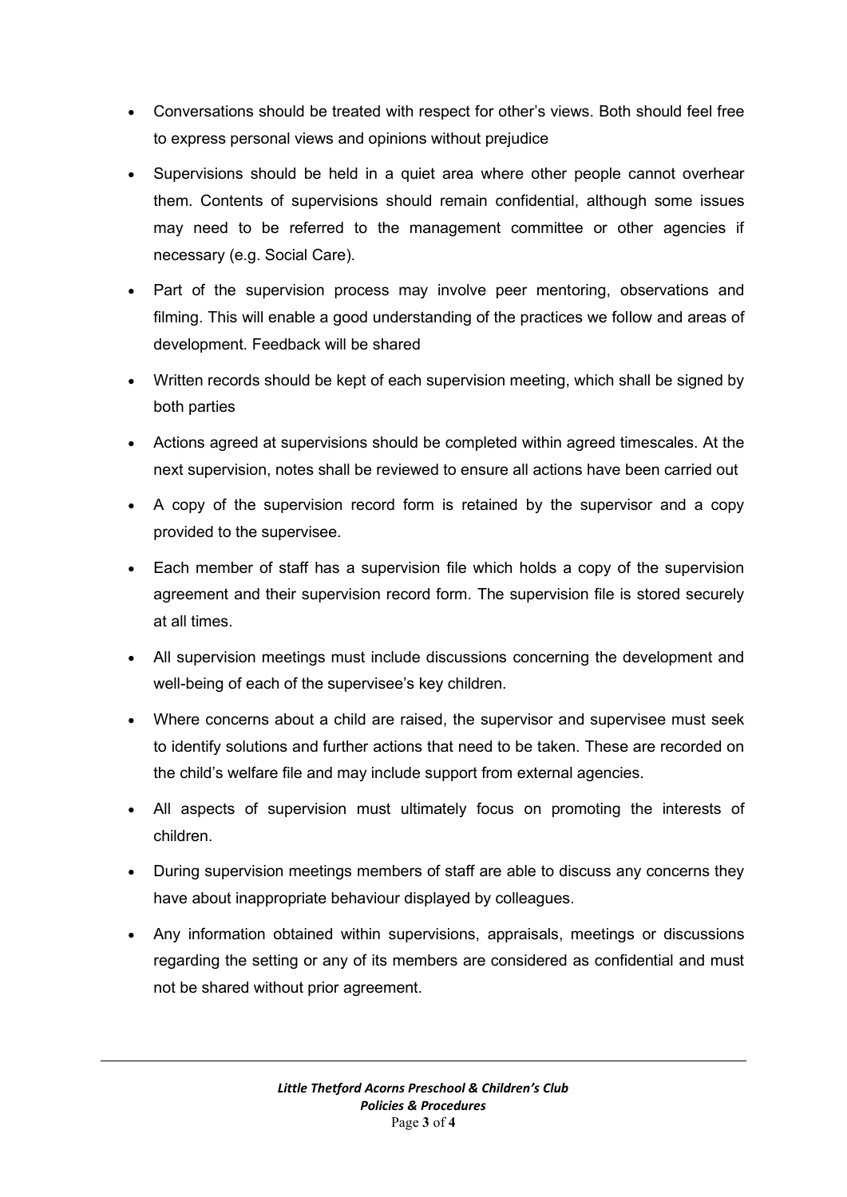- Conversations should be treated with respect for other's views. Both should feel free to express personal views and opinions without prejudice
- Supervisions should be held in a quiet area where other people cannot overhear them. Contents of supervisions should remain confidential, although some issues may need to be referred to the management committee or other agencies if necessary (e.g. Social Care).
- Part of the supervision process may involve peer mentoring, observations and filming. This will enable a good understanding of the practices we follow and areas of development. Feedback will be shared
- Written records should be kept of each supervision meeting, which shall be signed by both parties
- Actions agreed at supervisions should be completed within agreed timescales. At the next supervision, notes shall be reviewed to ensure all actions have been carried out
- A copy of the supervision record form is retained by the supervisor and a copy provided to the supervisee.
- Each member of staff has a supervision file which holds a copy of the supervision agreement and their supervision record form. The supervision file is stored securely at all times.
- All supervision meetings must include discussions concerning the development and well-being of each of the supervisee's key children.
- Where concerns about a child are raised, the supervisor and supervisee must seek to identify solutions and further actions that need to be taken. These are recorded on the child's welfare file and may include support from external agencies.
- All aspects of supervision must ultimately focus on promoting the interests of children.
- During supervision meetings members of staff are able to discuss any concerns they have about inappropriate behaviour displayed by colleagues.
- Any information obtained within supervisions, appraisals, meetings or discussions regarding the setting or any of its members are considered as confidential and must not be shared without prior agreement.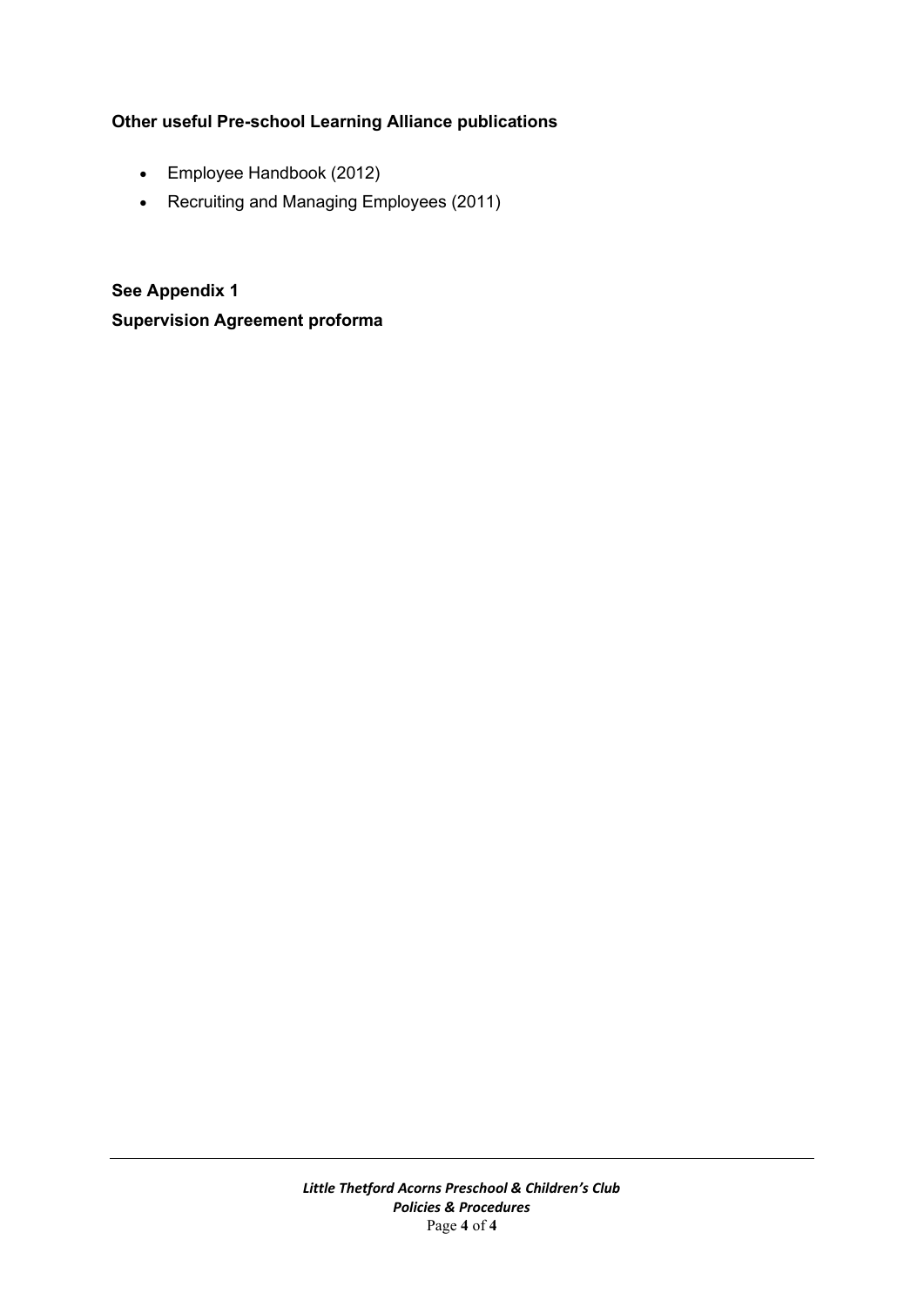**Other useful Pre-school Learning Alliance publications**

- Employee Handbook (2012)
- Recruiting and Managing Employees (2011)

**See Appendix 1**

**Supervision Agreement proforma**